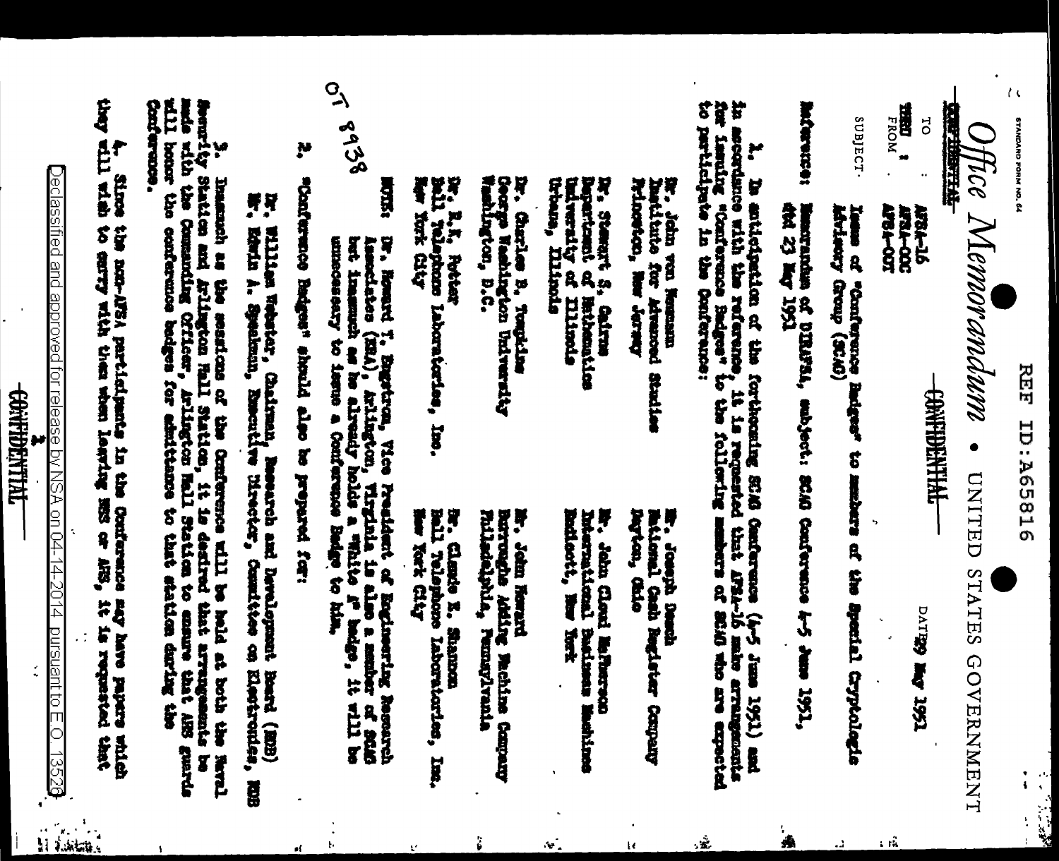REF ID:A65816

STANDARD FORM NO. 64

CONFIDENTIAL

# Office Memorandum • UNITED STATES GOVERNMENT

CONFIDENTIAL

TO : AFSA-16
THRU : AFSA-OOC
FROM : AFSA-OOT

DATE: 29 May 1951

SUBJECT: Issue of "Conference Badges" to members of the Special Cryptologic Advisory Group (SCAG)

Reference: Memorandum of DIRAFSA, subject: SCAG Conference 4-5 June 1951, dtd 23 May 1951

1. In anticipation of the forthcoming SCAG Conference (4-5 June 1951) and in accordance with the reference, it is requested that AFSA-16 make arrangements for issuing "Conference Badges" to the following members of SCAG who are expected to participate in the Conference:

| | |
|---|---|
| Dr. John von Neumann<br>Institute for Advanced Studies<br>Princeton, New Jersey | Mr. Joseph Desch<br>National Cash Register Company<br>Dayton, Ohio |
| Dr. Stewart S. Cairns<br>Department of Mathematics<br>University of Illinois<br>Urbana, Illinois | Mr. John Cloud McPherson<br>International Business Machines<br>Endicott, New York |
| Dr. Charles B. Tompkins<br>George Washington University<br>Washington, D.C. | Mr. John Howard<br>Burroughs Adding Machine Company<br>Philadelphia, Pennsylvania |
| Dr. R.K. Potter<br>Bell Telephone Laboratories, Inc.<br>New York City | Dr. Claude E. Shannon<br>Bell Telephone Laboratories, Inc.<br>New York City |

NOTE: Dr. Howard T. Engstrom, Vice President of Engineering Research Associates (ERA), Arlington, Virginia is also a member of SCAG but inasmuch as he already holds a "White A" badge, it will be unnecessary to issue a Conference Badge to him.

2. "Conference Badges" should also be prepared for:

Dr. William Webster, Chairman, Research and Development Board (RDB)
Mr. Edwin A. Speakman, Executive Director, Committee on Electronics, RDB

3. Inasmuch as the sessions of the Conference will be held at both the Naval Security Station and Arlington Hall Station, it is desired that arrangements be made with the Commanding Officer, Arlington Hall Station to ensure that AHS guards will honor the conference badges for admittance to that station during the Conference.

4. Since the non-AFSA participants in the Conference may have papers which they will wish to carry with them when leaving NSS or AHS, it is requested that

OT 8938

CONFIDENTIAL

Declassified and approved for release by NSA on 04-14-2014 pursuant to E.O. 13526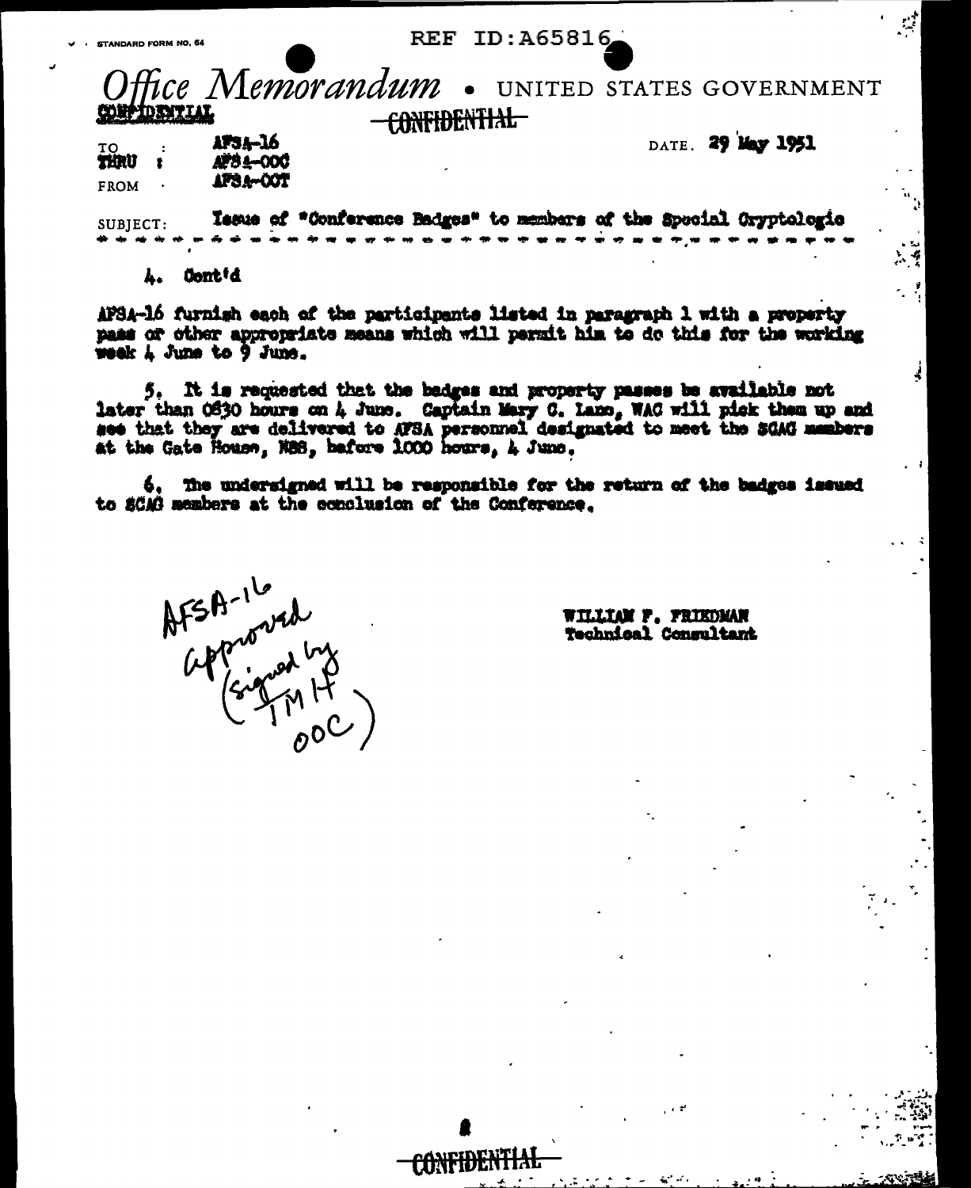STANDARD FORM NO. 64

REF ID:A65816

# *Office Memorandum* • UNITED STATES GOVERNMENT

CONFIDENTIAL

CONFIDENTIAL

TO : AFSA-16
THRU : AFSA-00C
FROM : AFSA-00T

DATE: 29 May 1951

SUBJECT: Issue of "Conference Badges" to members of the Special Cryptologic

\- - - - - - - - - - - - - - - - - - - - - - - - - - - - - - - - - - - - - - - - - -

4\. Cont'd

AFSA-16 furnish each of the participants listed in paragraph 1 with a property pass or other appropriate means which will permit him to do this for the working week 4 June to 9 June.

5\. It is requested that the badges and property passes be available not later than 0830 hours on 4 June. Captain Mary C. Lane, WAC will pick them up and see that they are delivered to AFSA personnel designated to meet the SCAG members at the Gate House, NSS, before 1000 hours, 4 June.

6\. The undersigned will be responsible for the return of the badges issued to SCAG members at the conclusion of the Conference.

AFSA-16
approved
(signed by
TMH
00C)

WILLIAM F. FRIEDMAN
Technical Consultant

CONFIDENTIAL